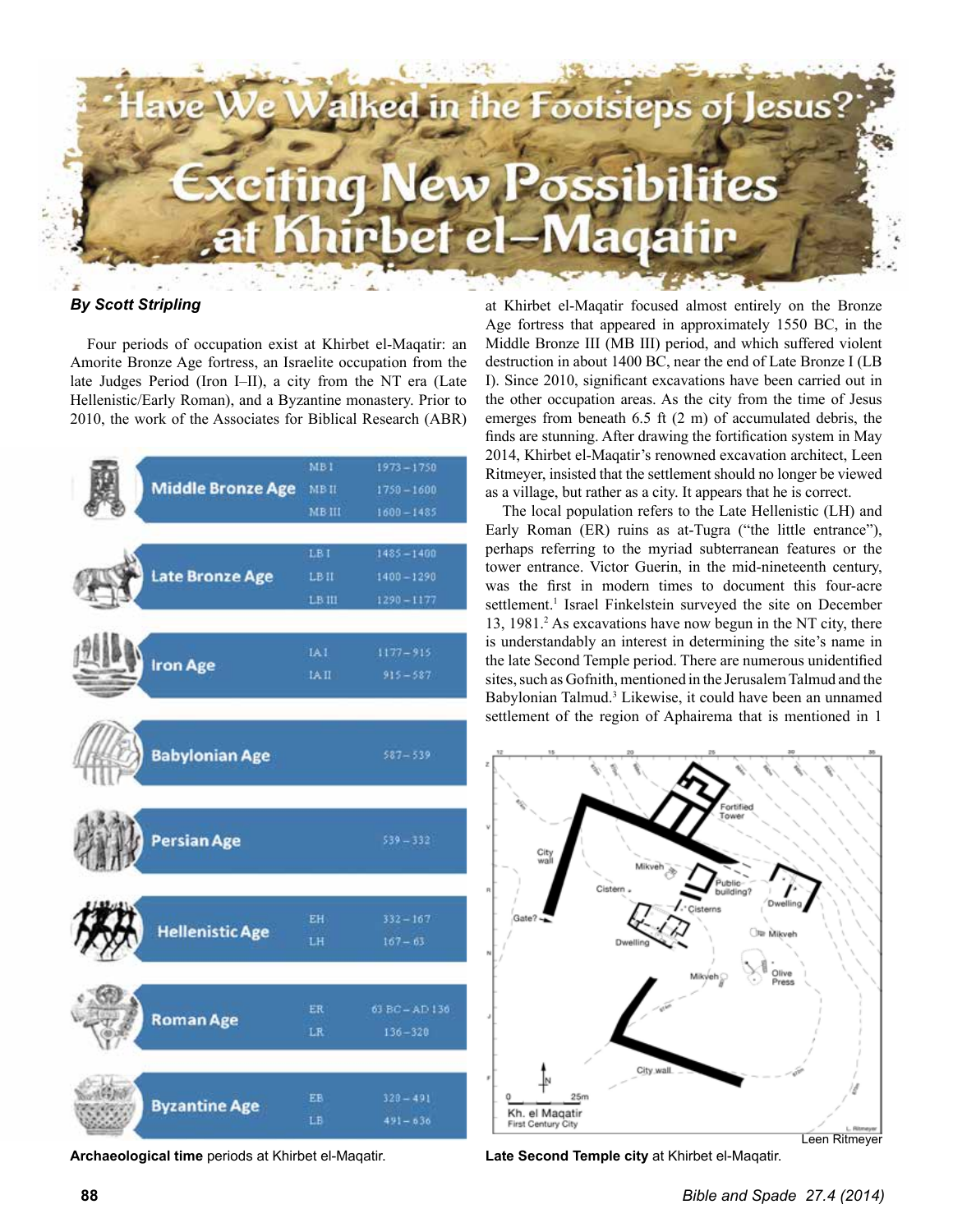# "Have We Walked in the Footsteps of Jesus?"

# Exciting New Possibilites at Khirbet el–Maqatir

***By Scott Stripling***

Four periods of occupation exist at Khirbet el-Maqatir: an Amorite Bronze Age fortress, an Israelite occupation from the late Judges Period (Iron I–II), a city from the NT era (Late Hellenistic/Early Roman), and a Byzantine monastery. Prior to 2010, the work of the Associates for Biblical Research (ABR) at Khirbet el-Maqatir focused almost entirely on the Bronze Age fortress that appeared in approximately 1550 BC, in the Middle Bronze III (MB III) period, and which suffered violent destruction in about 1400 BC, near the end of Late Bronze I (LB I). Since 2010, significant excavations have been carried out in the other occupation areas. As the city from the time of Jesus emerges from beneath 6.5 ft (2 m) of accumulated debris, the finds are stunning. After drawing the fortification system in May 2014, Khirbet el-Maqatir's renowned excavation architect, Leen Ritmeyer, insisted that the settlement should no longer be viewed as a village, but rather as a city. It appears that he is correct.

The local population refers to the Late Hellenistic (LH) and Early Roman (ER) ruins as at-Tugra ("the little entrance"), perhaps referring to the myriad subterranean features or the tower entrance. Victor Guerin, in the mid-nineteenth century, was the first in modern times to document this four-acre settlement.[1] Israel Finkelstein surveyed the site on December 13, 1981.[2] As excavations have now begun in the NT city, there is understandably an interest in determining the site's name in the late Second Temple period. There are numerous unidentified sites, such as Gofnith, mentioned in the Jerusalem Talmud and the Babylonian Talmud.[3] Likewise, it could have been an unnamed settlement of the region of Aphairema that is mentioned in 1

| Age | Period | Dates |
|---|---|---|
| Middle Bronze Age | MB I | 1973 – 1750 |
| | MB II | 1750 – 1600 |
| | MB III | 1600 – 1485 |
| Late Bronze Age | LB I | 1485 – 1400 |
| | LB II | 1400 – 1290 |
| | LB III | 1290 – 1177 |
| Iron Age | IA I | 1177 – 915 |
| | IA II | 915 – 587 |
| Babylonian Age | | 587 – 539 |
| Persian Age | | 539 – 332 |
| Hellenistic Age | EH | 332 – 167 |
| | LH | 167 – 63 |
| Roman Age | ER | 63 BC – AD 136 |
| | LR | 136 – 320 |
| Byzantine Age | EB | 320 – 491 |
| | LB | 491 – 636 |

**Archaeological time** periods at Khirbet el-Maqatir.

Leen Ritmeyer

**Late Second Temple city** at Khirbet el-Maqatir.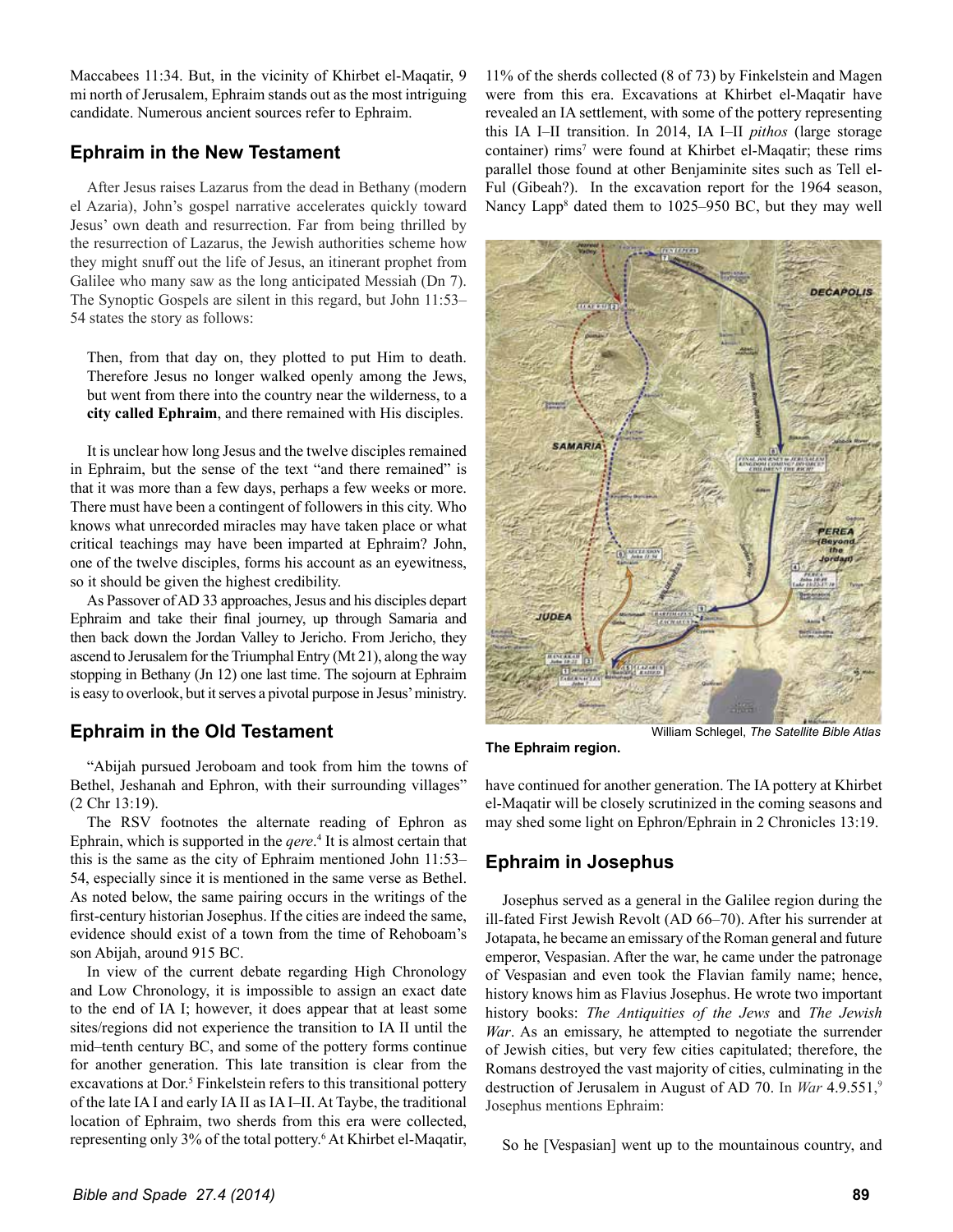Maccabees 11:34. But, in the vicinity of Khirbet el-Maqatir, 9 mi north of Jerusalem, Ephraim stands out as the most intriguing candidate. Numerous ancient sources refer to Ephraim.

## Ephraim in the New Testament

After Jesus raises Lazarus from the dead in Bethany (modern el Azaria), John's gospel narrative accelerates quickly toward Jesus' own death and resurrection. Far from being thrilled by the resurrection of Lazarus, the Jewish authorities scheme how they might snuff out the life of Jesus, an itinerant prophet from Galilee who many saw as the long anticipated Messiah (Dn 7). The Synoptic Gospels are silent in this regard, but John 11:53–54 states the story as follows:

> Then, from that day on, they plotted to put Him to death. Therefore Jesus no longer walked openly among the Jews, but went from there into the country near the wilderness, to a **city called Ephraim**, and there remained with His disciples.

It is unclear how long Jesus and the twelve disciples remained in Ephraim, but the sense of the text "and there remained" is that it was more than a few days, perhaps a few weeks or more. There must have been a contingent of followers in this city. Who knows what unrecorded miracles may have taken place or what critical teachings may have been imparted at Ephraim? John, one of the twelve disciples, forms his account as an eyewitness, so it should be given the highest credibility.

As Passover of AD 33 approaches, Jesus and his disciples depart Ephraim and take their final journey, up through Samaria and then back down the Jordan Valley to Jericho. From Jericho, they ascend to Jerusalem for the Triumphal Entry (Mt 21), along the way stopping in Bethany (Jn 12) one last time. The sojourn at Ephraim is easy to overlook, but it serves a pivotal purpose in Jesus' ministry.

## Ephraim in the Old Testament

"Abijah pursued Jeroboam and took from him the towns of Bethel, Jeshanah and Ephron, with their surrounding villages" (2 Chr 13:19).

The RSV footnotes the alternate reading of Ephron as Ephrain, which is supported in the *qere*.[4] It is almost certain that this is the same as the city of Ephraim mentioned John 11:53–54, especially since it is mentioned in the same verse as Bethel. As noted below, the same pairing occurs in the writings of the first-century historian Josephus. If the cities are indeed the same, evidence should exist of a town from the time of Rehoboam's son Abijah, around 915 BC.

In view of the current debate regarding High Chronology and Low Chronology, it is impossible to assign an exact date to the end of IA I; however, it does appear that at least some sites/regions did not experience the transition to IA II until the mid–tenth century BC, and some of the pottery forms continue for another generation. This late transition is clear from the excavations at Dor.[5] Finkelstein refers to this transitional pottery of the late IA I and early IA II as IA I–II. At Taybe, the traditional location of Ephraim, two sherds from this era were collected, representing only 3% of the total pottery.[6] At Khirbet el-Maqatir, 11% of the sherds collected (8 of 73) by Finkelstein and Magen were from this era. Excavations at Khirbet el-Maqatir have revealed an IA settlement, with some of the pottery representing this IA I–II transition. In 2014, IA I–II *pithos* (large storage container) rims[7] were found at Khirbet el-Maqatir; these rims parallel those found at other Benjaminite sites such as Tell el-Ful (Gibeah?). In the excavation report for the 1964 season, Nancy Lapp[8] dated them to 1025–950 BC, but they may well have continued for another generation. The IA pottery at Khirbet el-Maqatir will be closely scrutinized in the coming seasons and may shed some light on Ephron/Ephrain in 2 Chronicles 13:19.

William Schlegel, *The Satellite Bible Atlas*

**The Ephraim region.**

## Ephraim in Josephus

Josephus served as a general in the Galilee region during the ill-fated First Jewish Revolt (AD 66–70). After his surrender at Jotapata, he became an emissary of the Roman general and future emperor, Vespasian. After the war, he came under the patronage of Vespasian and even took the Flavian family name; hence, history knows him as Flavius Josephus. He wrote two important history books: *The Antiquities of the Jews* and *The Jewish War*. As an emissary, he attempted to negotiate the surrender of Jewish cities, but very few cities capitulated; therefore, the Romans destroyed the vast majority of cities, culminating in the destruction of Jerusalem in August of AD 70. In *War* 4.9.551,[9] Josephus mentions Ephraim:

> So he [Vespasian] went up to the mountainous country, and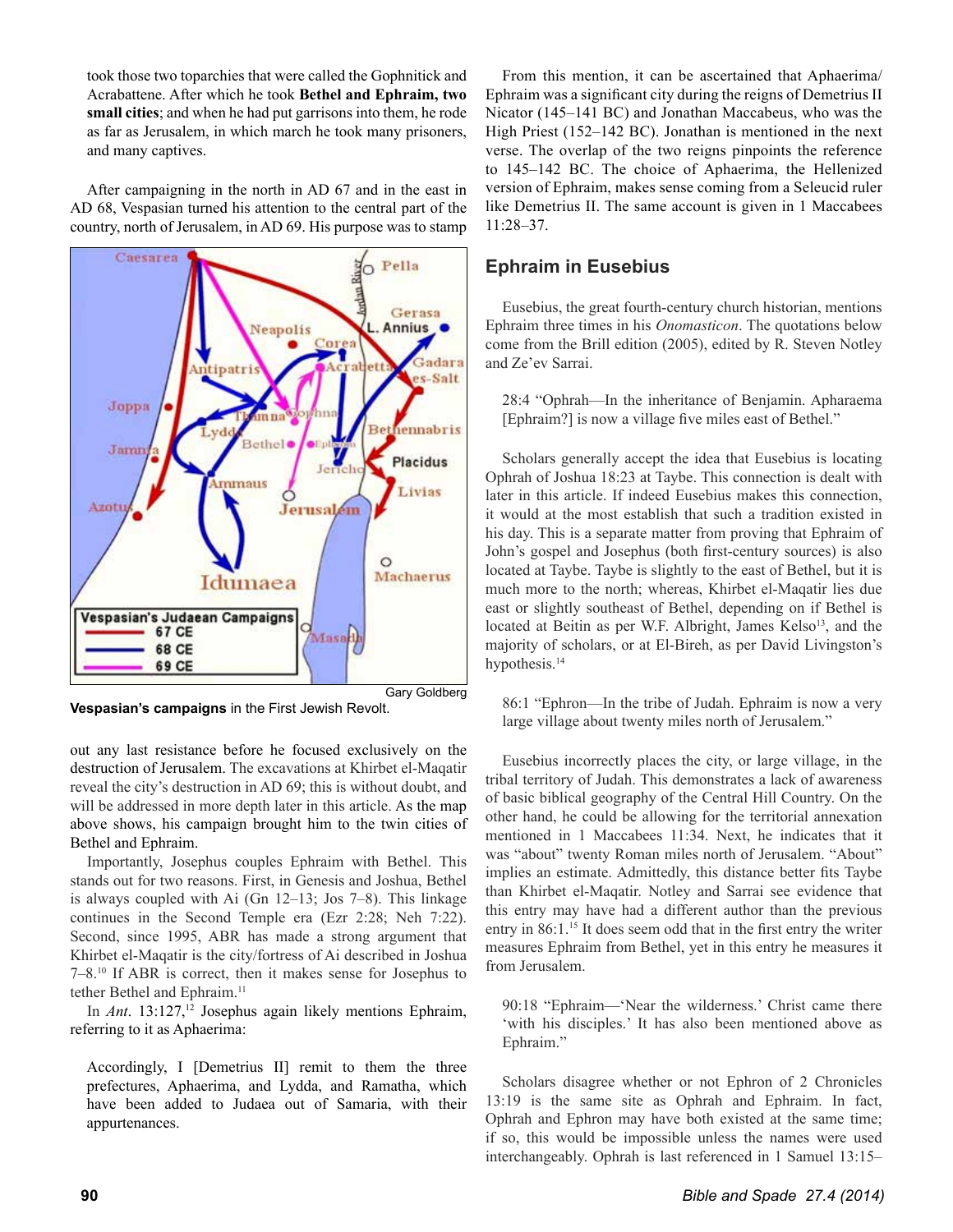took those two toparchies that were called the Gophnitick and Acrabattene. After which he took **Bethel and Ephraim, two small cities**; and when he had put garrisons into them, he rode as far as Jerusalem, in which march he took many prisoners, and many captives.

After campaigning in the north in AD 67 and in the east in AD 68, Vespasian turned his attention to the central part of the country, north of Jerusalem, in AD 69. His purpose was to stamp out any last resistance before he focused exclusively on the destruction of Jerusalem. The excavations at Khirbet el-Maqatir reveal the city's destruction in AD 69; this is without doubt, and will be addressed in more depth later in this article. As the map above shows, his campaign brought him to the twin cities of Bethel and Ephraim.

Gary Goldberg

**Vespasian's campaigns** in the First Jewish Revolt.

Importantly, Josephus couples Ephraim with Bethel. This stands out for two reasons. First, in Genesis and Joshua, Bethel is always coupled with Ai (Gn 12–13; Jos 7–8). This linkage continues in the Second Temple era (Ezr 2:28; Neh 7:22). Second, since 1995, ABR has made a strong argument that Khirbet el-Maqatir is the city/fortress of Ai described in Joshua 7–8.[10] If ABR is correct, then it makes sense for Josephus to tether Bethel and Ephraim.[11]

In *Ant*. 13:127,[12] Josephus again likely mentions Ephraim, referring to it as Aphaerima:

> Accordingly, I [Demetrius II] remit to them the three prefectures, Aphaerima, and Lydda, and Ramatha, which have been added to Judaea out of Samaria, with their appurtenances.

From this mention, it can be ascertained that Aphaerima/Ephraim was a significant city during the reigns of Demetrius II Nicator (145–141 BC) and Jonathan Maccabeus, who was the High Priest (152–142 BC). Jonathan is mentioned in the next verse. The overlap of the two reigns pinpoints the reference to 145–142 BC. The choice of Aphaerima, the Hellenized version of Ephraim, makes sense coming from a Seleucid ruler like Demetrius II. The same account is given in 1 Maccabees 11:28–37.

## Ephraim in Eusebius

Eusebius, the great fourth-century church historian, mentions Ephraim three times in his *Onomasticon*. The quotations below come from the Brill edition (2005), edited by R. Steven Notley and Ze'ev Sarrai.

> 28:4 "Ophrah—In the inheritance of Benjamin. Apharaema [Ephraim?] is now a village five miles east of Bethel."

Scholars generally accept the idea that Eusebius is locating Ophrah of Joshua 18:23 at Taybe. This connection is dealt with later in this article. If indeed Eusebius makes this connection, it would at the most establish that such a tradition existed in his day. This is a separate matter from proving that Ephraim of John's gospel and Josephus (both first-century sources) is also located at Taybe. Taybe is slightly to the east of Bethel, but it is much more to the north; whereas, Khirbet el-Maqatir lies due east or slightly southeast of Bethel, depending on if Bethel is located at Beitin as per W.F. Albright, James Kelso[13], and the majority of scholars, or at El-Bireh, as per David Livingston's hypothesis.[14]

> 86:1 "Ephron—In the tribe of Judah. Ephraim is now a very large village about twenty miles north of Jerusalem."

Eusebius incorrectly places the city, or large village, in the tribal territory of Judah. This demonstrates a lack of awareness of basic biblical geography of the Central Hill Country. On the other hand, he could be allowing for the territorial annexation mentioned in 1 Maccabees 11:34. Next, he indicates that it was "about" twenty Roman miles north of Jerusalem. "About" implies an estimate. Admittedly, this distance better fits Taybe than Khirbet el-Maqatir. Notley and Sarrai see evidence that this entry may have had a different author than the previous entry in 86:1.[15] It does seem odd that in the first entry the writer measures Ephraim from Bethel, yet in this entry he measures it from Jerusalem.

> 90:18 "Ephraim—'Near the wilderness.' Christ came there 'with his disciples.' It has also been mentioned above as Ephraim."

Scholars disagree whether or not Ephron of 2 Chronicles 13:19 is the same site as Ophrah and Ephraim. In fact, Ophrah and Ephron may have both existed at the same time; if so, this would be impossible unless the names were used interchangeably. Ophrah is last referenced in 1 Samuel 13:15–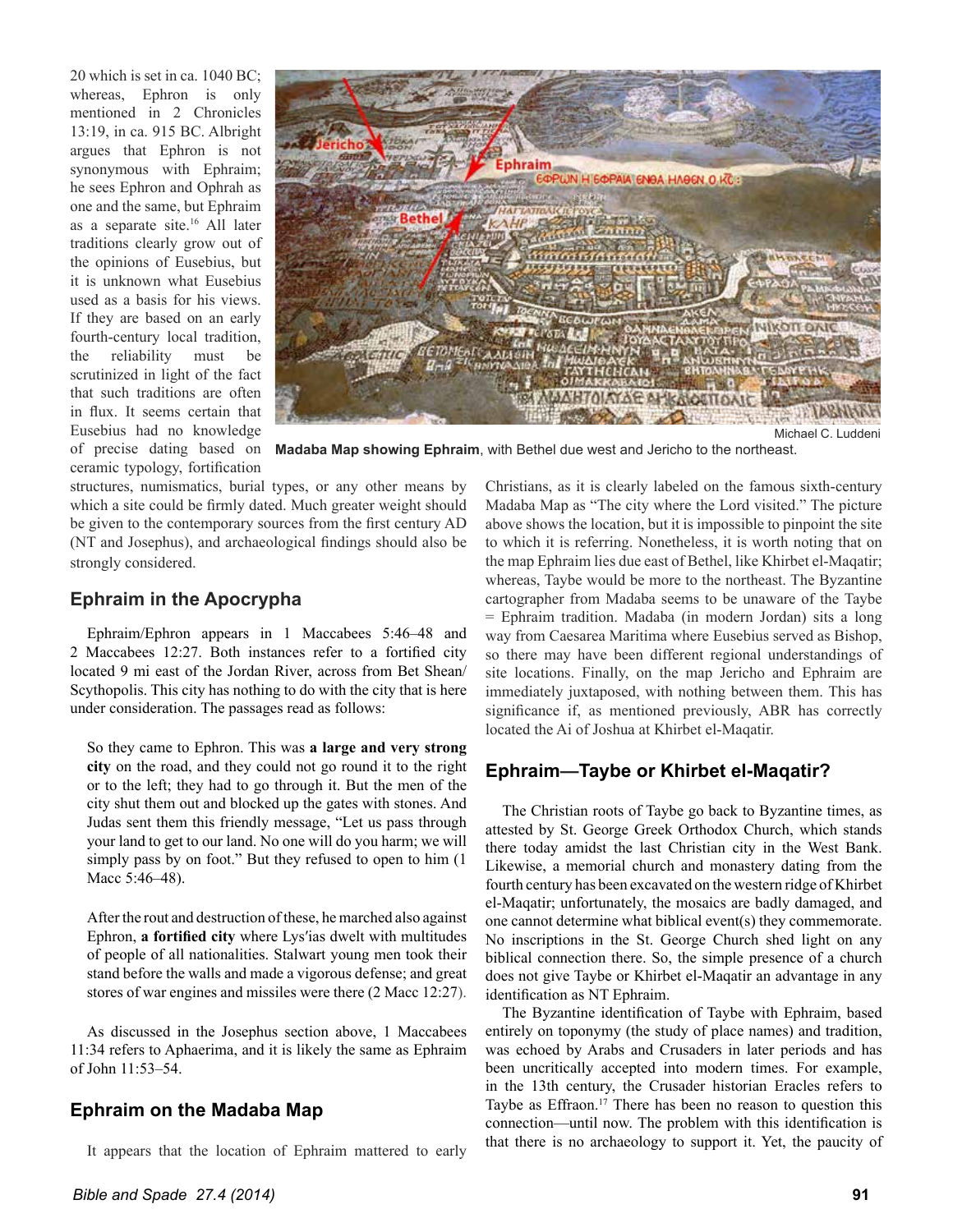20 which is set in ca. 1040 BC; whereas, Ephron is only mentioned in 2 Chronicles 13:19, in ca. 915 BC. Albright argues that Ephron is not synonymous with Ephraim; he sees Ephron and Ophrah as one and the same, but Ephraim as a separate site.[16] All later traditions clearly grow out of the opinions of Eusebius, but it is unknown what Eusebius used as a basis for his views. If they are based on an early fourth-century local tradition, the reliability must be scrutinized in light of the fact that such traditions are often in flux. It seems certain that Eusebius had no knowledge of precise dating based on ceramic typology, fortification structures, numismatics, burial types, or any other means by which a site could be firmly dated. Much greater weight should be given to the contemporary sources from the first century AD (NT and Josephus), and archaeological findings should also be strongly considered.

Michael C. Luddeni

**Madaba Map showing Ephraim**, with Bethel due west and Jericho to the northeast.

## Ephraim in the Apocrypha

Ephraim/Ephron appears in 1 Maccabees 5:46–48 and 2 Maccabees 12:27. Both instances refer to a fortified city located 9 mi east of the Jordan River, across from Bet Shean/Scythopolis. This city has nothing to do with the city that is here under consideration. The passages read as follows:

> So they came to Ephron. This was **a large and very strong city** on the road, and they could not go round it to the right or to the left; they had to go through it. But the men of the city shut them out and blocked up the gates with stones. And Judas sent them this friendly message, "Let us pass through your land to get to our land. No one will do you harm; we will simply pass by on foot." But they refused to open to him (1 Macc 5:46–48).

> After the rout and destruction of these, he marched also against Ephron, **a fortified city** where Lys′ias dwelt with multitudes of people of all nationalities. Stalwart young men took their stand before the walls and made a vigorous defense; and great stores of war engines and missiles were there (2 Macc 12:27).

As discussed in the Josephus section above, 1 Maccabees 11:34 refers to Aphaerima, and it is likely the same as Ephraim of John 11:53–54.

## Ephraim on the Madaba Map

It appears that the location of Ephraim mattered to early Christians, as it is clearly labeled on the famous sixth-century Madaba Map as "The city where the Lord visited." The picture above shows the location, but it is impossible to pinpoint the site to which it is referring. Nonetheless, it is worth noting that on the map Ephraim lies due east of Bethel, like Khirbet el-Maqatir; whereas, Taybe would be more to the northeast. The Byzantine cartographer from Madaba seems to be unaware of the Taybe = Ephraim tradition. Madaba (in modern Jordan) sits a long way from Caesarea Maritima where Eusebius served as Bishop, so there may have been different regional understandings of site locations. Finally, on the map Jericho and Ephraim are immediately juxtaposed, with nothing between them. This has significance if, as mentioned previously, ABR has correctly located the Ai of Joshua at Khirbet el-Maqatir.

## Ephraim—Taybe or Khirbet el-Maqatir?

The Christian roots of Taybe go back to Byzantine times, as attested by St. George Greek Orthodox Church, which stands there today amidst the last Christian city in the West Bank. Likewise, a memorial church and monastery dating from the fourth century has been excavated on the western ridge of Khirbet el-Maqatir; unfortunately, the mosaics are badly damaged, and one cannot determine what biblical event(s) they commemorate. No inscriptions in the St. George Church shed light on any biblical connection there. So, the simple presence of a church does not give Taybe or Khirbet el-Maqatir an advantage in any identification as NT Ephraim.

The Byzantine identification of Taybe with Ephraim, based entirely on toponymy (the study of place names) and tradition, was echoed by Arabs and Crusaders in later periods and has been uncritically accepted into modern times. For example, in the 13th century, the Crusader historian Eracles refers to Taybe as Effraon.[17] There has been no reason to question this connection—until now. The problem with this identification is that there is no archaeology to support it. Yet, the paucity of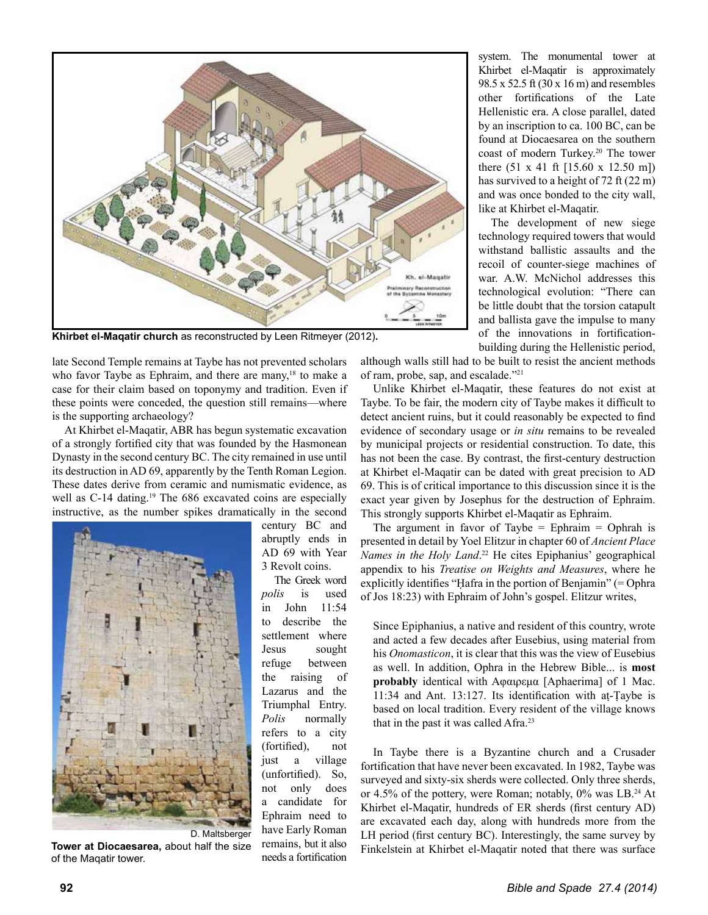Khirbet el-Maqatir church as reconstructed by Leen Ritmeyer (2012).

late Second Temple remains at Taybe has not prevented scholars who favor Taybe as Ephraim, and there are many,[18] to make a case for their claim based on toponymy and tradition. Even if these points were conceded, the question still remains—where is the supporting archaeology?

At Khirbet el-Maqatir, ABR has begun systematic excavation of a strongly fortified city that was founded by the Hasmonean Dynasty in the second century BC. The city remained in use until its destruction in AD 69, apparently by the Tenth Roman Legion. These dates derive from ceramic and numismatic evidence, as well as C-14 dating.[19] The 686 excavated coins are especially instructive, as the number spikes dramatically in the second century BC and abruptly ends in AD 69 with Year 3 Revolt coins.

The Greek word *polis* is used in John 11:54 to describe the settlement where Jesus sought refuge between the raising of Lazarus and the Triumphal Entry. *Polis* normally refers to a city (fortified), not just a village (unfortified). So, not only does a candidate for Ephraim need to have Early Roman remains, but it also needs a fortification system. The monumental tower at Khirbet el-Maqatir is approximately 98.5 x 52.5 ft (30 x 16 m) and resembles other fortifications of the Late Hellenistic era. A close parallel, dated by an inscription to ca. 100 BC, can be found at Diocaesarea on the southern coast of modern Turkey.[20] The tower there (51 x 41 ft [15.60 x 12.50 m]) has survived to a height of 72 ft (22 m) and was once bonded to the city wall, like at Khirbet el-Maqatir.

D. Maltsberger
**Tower at Diocaesarea,** about half the size of the Maqatir tower.

The development of new siege technology required towers that would withstand ballistic assaults and the recoil of counter-siege machines of war. A.W. McNichol addresses this technological evolution: "There can be little doubt that the torsion catapult and ballista gave the impulse to many of the innovations in fortification-building during the Hellenistic period, although walls still had to be built to resist the ancient methods of ram, probe, sap, and escalade."[21]

Unlike Khirbet el-Maqatir, these features do not exist at Taybe. To be fair, the modern city of Taybe makes it difficult to detect ancient ruins, but it could reasonably be expected to find evidence of secondary usage or *in situ* remains to be revealed by municipal projects or residential construction. To date, this has not been the case. By contrast, the first-century destruction at Khirbet el-Maqatir can be dated with great precision to AD 69. This is of critical importance to this discussion since it is the exact year given by Josephus for the destruction of Ephraim. This strongly supports Khirbet el-Maqatir as Ephraim.

The argument in favor of Taybe = Ephraim = Ophrah is presented in detail by Yoel Elitzur in chapter 60 of *Ancient Place Names in the Holy Land*.[22] He cites Epiphanius' geographical appendix to his *Treatise on Weights and Measures*, where he explicitly identifies "Ḥafra in the portion of Benjamin" (= Ophra of Jos 18:23) with Ephraim of John's gospel. Elitzur writes,

> Since Epiphanius, a native and resident of this country, wrote and acted a few decades after Eusebius, using material from his *Onomasticon*, it is clear that this was the view of Eusebius as well. In addition, Ophra in the Hebrew Bible... is **most probably** identical with Αφαιρεμα [Aphaerima] of 1 Mac. 11:34 and Ant. 13:127. Its identification with aṭ-Ṭaybe is based on local tradition. Every resident of the village knows that in the past it was called Afra.[23]

In Taybe there is a Byzantine church and a Crusader fortification that have never been excavated. In 1982, Taybe was surveyed and sixty-six sherds were collected. Only three sherds, or 4.5% of the pottery, were Roman; notably, 0% was LB.[24] At Khirbet el-Maqatir, hundreds of ER sherds (first century AD) are excavated each day, along with hundreds more from the LH period (first century BC). Interestingly, the same survey by Finkelstein at Khirbet el-Maqatir noted that there was surface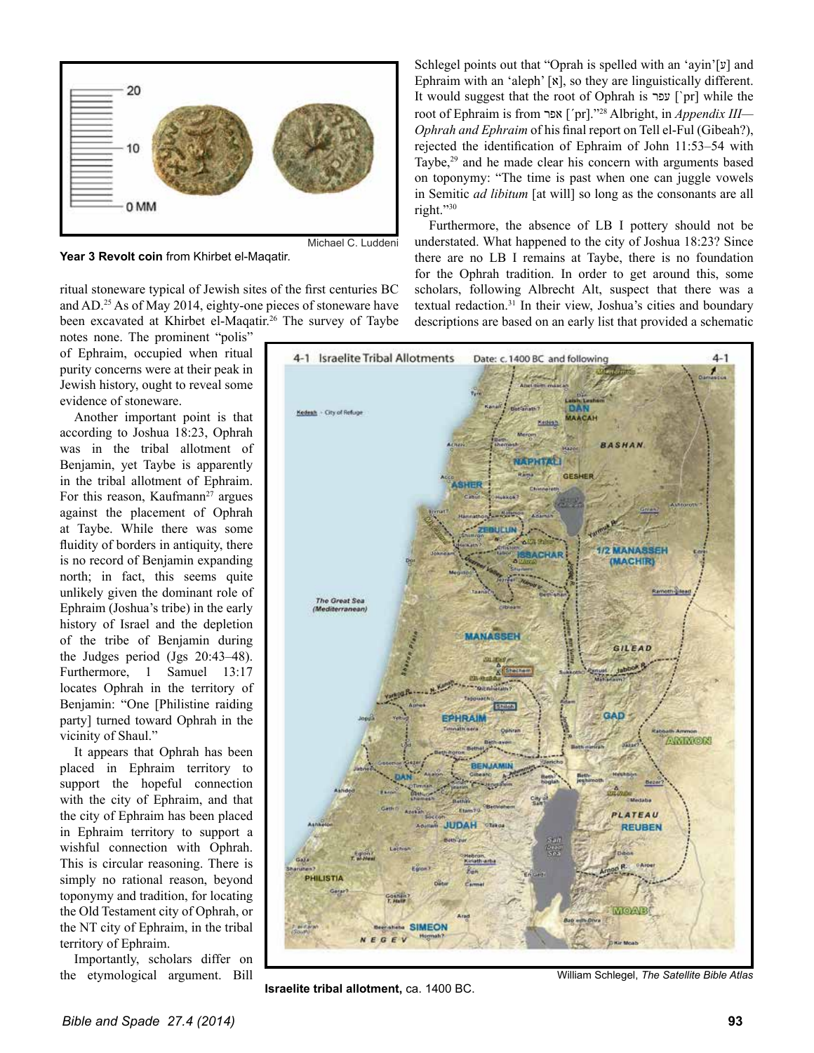Michael C. Luddeni

**Year 3 Revolt coin** from Khirbet el-Maqatir.

ritual stoneware typical of Jewish sites of the first centuries BC and AD.[25] As of May 2014, eighty-one pieces of stoneware have been excavated at Khirbet el-Maqatir.[26] The survey of Taybe notes none. The prominent "polis" of Ephraim, occupied when ritual purity concerns were at their peak in Jewish history, ought to reveal some evidence of stoneware.

Another important point is that according to Joshua 18:23, Ophrah was in the tribal allotment of Benjamin, yet Taybe is apparently in the tribal allotment of Ephraim. For this reason, Kaufmann[27] argues against the placement of Ophrah at Taybe. While there was some fluidity of borders in antiquity, there is no record of Benjamin expanding north; in fact, this seems quite unlikely given the dominant role of Ephraim (Joshua's tribe) in the early history of Israel and the depletion of the tribe of Benjamin during the Judges period (Jgs 20:43–48). Furthermore, 1 Samuel 13:17 locates Ophrah in the territory of Benjamin: "One [Philistine raiding party] turned toward Ophrah in the vicinity of Shaul."

It appears that Ophrah has been placed in Ephraim territory to support the hopeful connection with the city of Ephraim, and that the city of Ephraim has been placed in Ephraim territory to support a wishful connection with Ophrah. This is circular reasoning. There is simply no rational reason, beyond toponymy and tradition, for locating the Old Testament city of Ophrah, or the NT city of Ephraim, in the tribal territory of Ephraim.

Importantly, scholars differ on the etymological argument. Bill Schlegel points out that "Oprah is spelled with an 'ayin'[ע] and Ephraim with an 'aleph' [א], so they are linguistically different. It would suggest that the root of Ophrah is עפר [`pr] while the root of Ephraim is from אפר [´pr]."[28] Albright, in *Appendix III—Ophrah and Ephraim* of his final report on Tell el-Ful (Gibeah?), rejected the identification of Ephraim of John 11:53–54 with Taybe,[29] and he made clear his concern with arguments based on toponymy: "The time is past when one can juggle vowels in Semitic *ad libitum* [at will] so long as the consonants are all right."[30]

Furthermore, the absence of LB I pottery should not be understated. What happened to the city of Joshua 18:23? Since there are no LB I remains at Taybe, there is no foundation for the Ophrah tradition. In order to get around this, some scholars, following Albrecht Alt, suspect that there was a textual redaction.[31] In their view, Joshua's cities and boundary descriptions are based on an early list that provided a schematic

William Schlegel, *The Satellite Bible Atlas*

**Israelite tribal allotment,** ca. 1400 BC.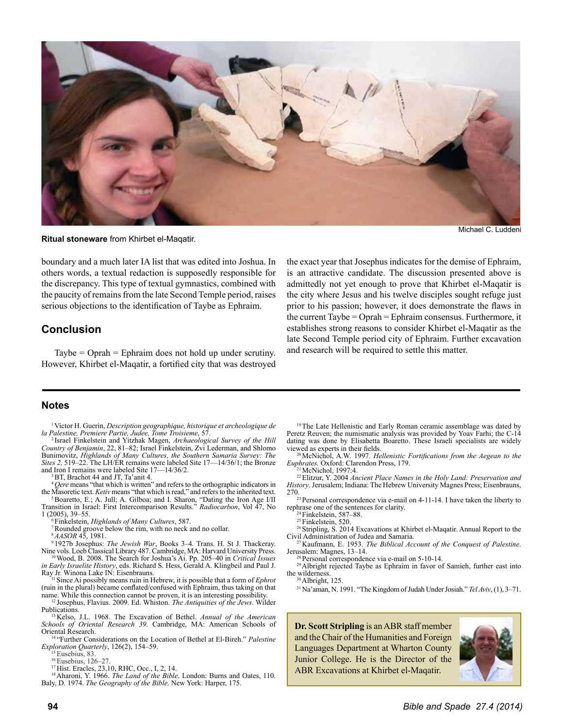**Ritual stoneware** from Khirbet el-Maqatir.

Michael C. Luddeni

boundary and a much later IA list that was edited into Joshua. In others words, a textual redaction is supposedly responsible for the discrepancy. This type of textual gymnastics, combined with the paucity of remains from the late Second Temple period, raises serious objections to the identification of Taybe as Ephraim.

## Conclusion

Taybe = Oprah = Ephraim does not hold up under scrutiny. However, Khirbet el-Maqatir, a fortified city that was destroyed the exact year that Josephus indicates for the demise of Ephraim, is an attractive candidate. The discussion presented above is admittedly not yet enough to prove that Khirbet el-Maqatir is the city where Jesus and his twelve disciples sought refuge just prior to his passion; however, it does demonstrate the flaws in the current Taybe = Oprah = Ephraim consensus. Furthermore, it establishes strong reasons to consider Khirbet el-Maqatir as the late Second Temple period city of Ephraim. Further excavation and research will be required to settle this matter.

## Notes

[1] Victor H. Guerin, *Description geographique, historique et archeologique de la Palestine, Premiere Partie, Judee, Tome Troisieme*, 57.

[2] Israel Finkelstein and Yitzhak Magen, *Archaeological Survey of the Hill Country of Benjamin*, 22, 81–82; Israel Finkelstein, Zvi Lederman, and Shlomo Bunimovitz, *Highlands of Many Cultures, the Southern Samaria Survey: The Sites 2,* 519–22. The LH/ER remains were labeled Site 17—14/36/1; the Bronze and Iron I remains were labeled Site 17—14/36/2.

[3] BT, Brachot 44 and JT, Ta'anit 4.

[4] *Qere* means "that which is written" and refers to the orthographic indicators in the Masoretic text. *Ketiv* means "that which is read," and refers to the inherited text.

[5] Boaretto, E.; A. Jull; A. Gilboa; and I. Sharon, "Dating the Iron Age I/II Transition in Israel: First Intercomparison Results." *Radiocarbon*, Vol 47, No 1 (2005), 39–55.

[6] Finkelstein, *Highlands of Many Cultures*, 587.

[7] Rounded groove below the rim, with no neck and no collar.

[8] *AASOR* 45, 1981.

[9] 1927b Josephus: *The Jewish War*, Books 3–4. Trans. H. St J. Thackeray. Nine vols. Loeb Classical Library 487. Cambridge, MA: Harvard University Press.

[10] Wood, B. 2008. The Search for Joshua's Ai. Pp. 205–40 in *Critical Issues in Early Israelite History*, eds. Richard S. Hess, Gerald A. Klingbeil and Paul J. Ray Jr. Winona Lake IN: Eisenbrauns.

[11] Since Ai possibly means ruin in Hebrew, it is possible that a form of *Ephrot* (ruin in the plural) became conflated/confused with Ephraim, thus taking on that name. While this connection cannot be proven, it is an interesting possibility.

[12] Josephus, Flavius. 2009. Ed. Whiston. *The Antiquities of the Jews*. Wilder Publications.

[13] Kelso, J.L. 1968. The Excavation of Bethel. *Annual of the American Schools of Oriental Research 39*. Cambridge, MA: American Schools of Oriental Research.

[14] "Further Considerations on the Location of Bethel at El-Bireh." *Palestine Exploration Quarterly*, 126(2), 154–59.

[15] Eusebius, 83.

[16] Eusebius, 126–27.

[17] Hist. Eracles, 23,10, RHC, Occ., I, 2, 14.

[18] Aharoni, Y. 1966. *The Land of the Bible*. London: Burns and Oates, 110. Baly, D. 1974. *The Geography of the Bible*. New York: Harper, 175.

[19] The Late Hellenistic and Early Roman ceramic assemblage was dated by Peretz Reuven; the numismatic analysis was provided by Yoav Farhi; the C-14 dating was done by Elisabetta Boaretto. These Israeli specialists are widely viewed as experts in their fields.

[20] McNichol, A.W. 1997. *Hellenistic Fortifications from the Aegean to the Euphrates*. Oxford: Clarendon Press, 179.

[21] McNichol, 1997:4.

[22] Elitzur, Y. 2004 *Ancient Place Names in the Holy Land: Preservation and History*. Jerusalem; Indiana: The Hebrew University Magnes Press; Eisenbrauns, 270.

[23] Personal correspondence via e-mail on 4-11-14. I have taken the liberty to rephrase one of the sentences for clarity.

[24] Finkelstein, 587–88.

[25] Finkelstein, 520.

[26] Stripling, S. 2014 Excavations at Khirbet el-Maqatir. Annual Report to the Civil Administration of Judea and Samaria.

[27] Kaufmann, E. 1953. *The Biblical Account of the Conquest of Palestine*. Jerusalem: Magnes, 13–14.

[28] Personal correspondence via e-mail on 5-10-14.

[29] Albright rejected Taybe as Ephraim in favor of Samieh, further east into the wilderness.

[30] Albright, 125.

[31] Na'aman, N. 1991. "The Kingdom of Judah Under Josiah." *Tel Aviv*, (1), 3–71.

**Dr. Scott Stripling** is an ABR staff member and the Chair of the Humanities and Foreign Languages Department at Wharton County Junior College. He is the Director of the ABR Excavations at Khirbet el-Maqatir.